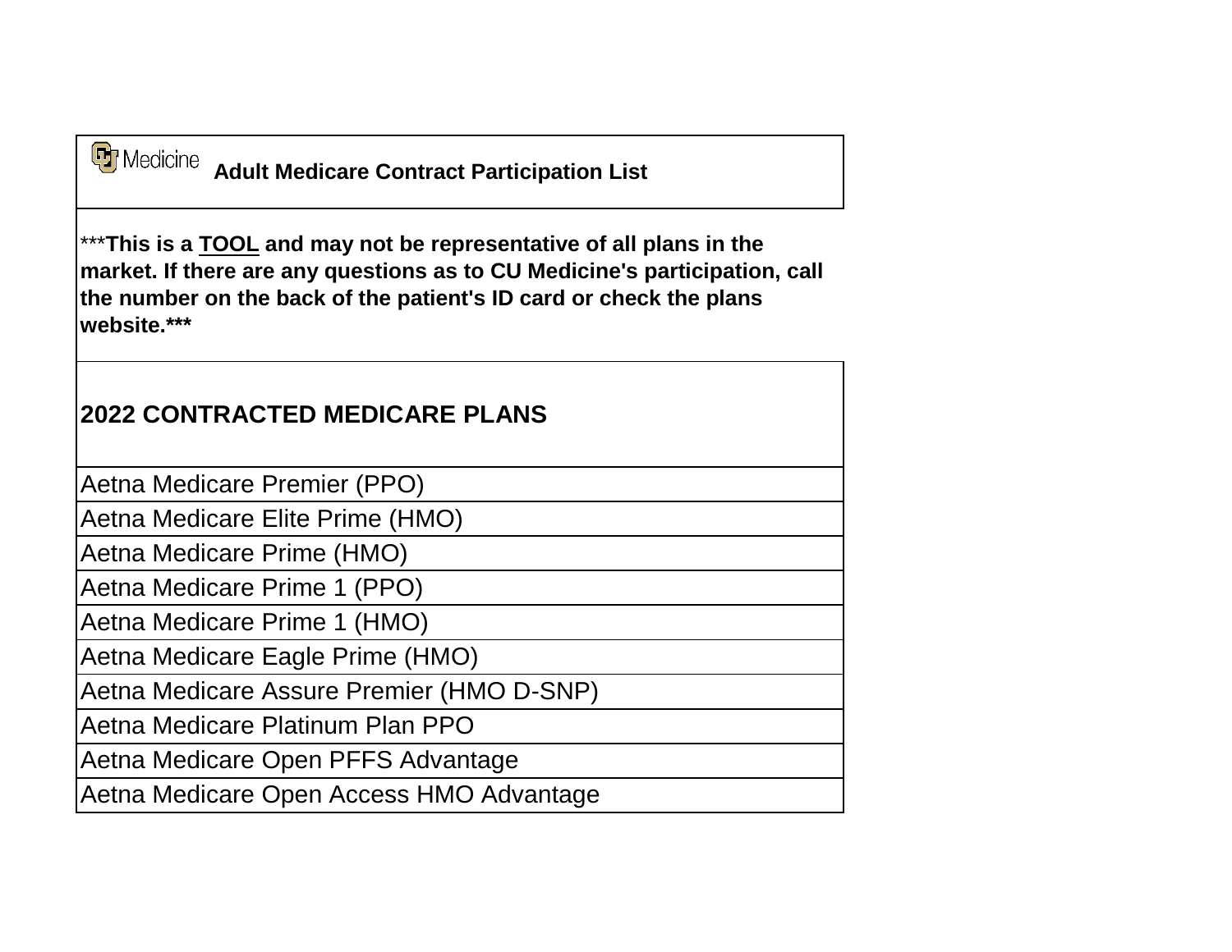# CU Medicine Adult Medicare Contract Participation List

***This is a **<u>TOOL</u>** and may not be representative of all plans in the market. If there are any questions as to CU Medicine's participation, call the number on the back of the patient's ID card or check the plans website.***

| 2022 CONTRACTED MEDICARE PLANS |
|---|
| Aetna Medicare Premier (PPO) |
| Aetna Medicare Elite Prime (HMO) |
| Aetna Medicare Prime (HMO) |
| Aetna Medicare Prime 1 (PPO) |
| Aetna Medicare Prime 1 (HMO) |
| Aetna Medicare Eagle Prime (HMO) |
| Aetna Medicare Assure Premier (HMO D-SNP) |
| Aetna Medicare Platinum Plan PPO |
| Aetna Medicare Open PFFS Advantage |
| Aetna Medicare Open Access HMO Advantage |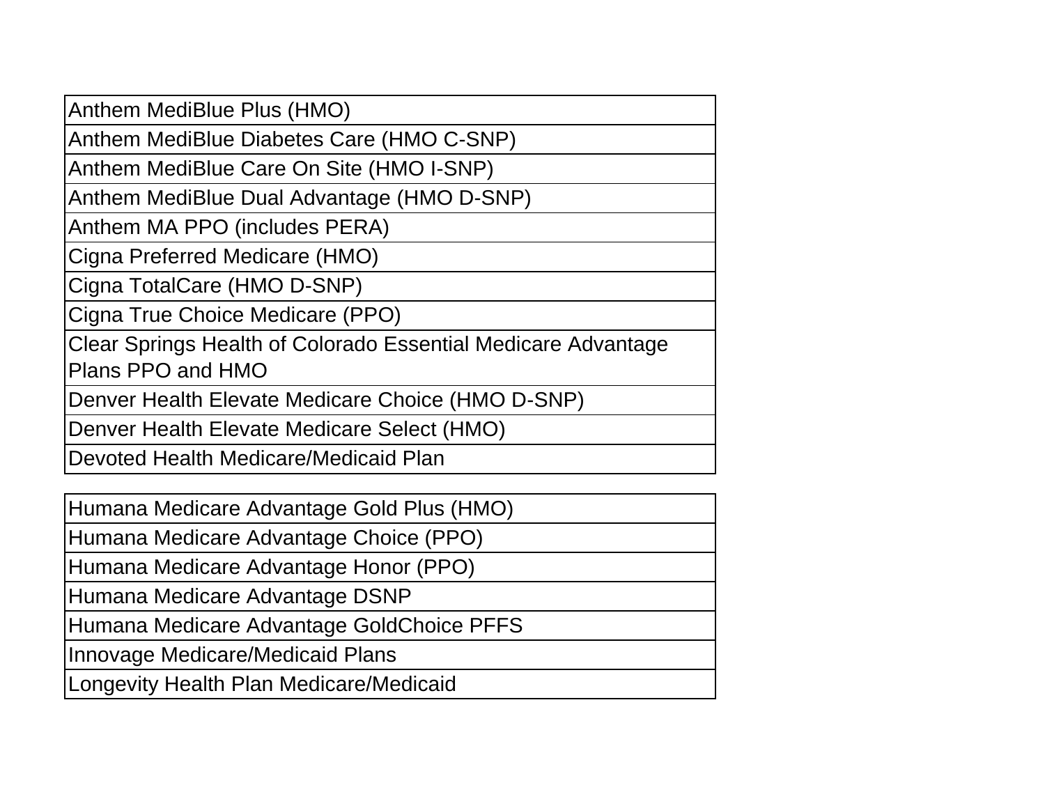| Anthem MediBlue Plus (HMO) |
|---|
| Anthem MediBlue Diabetes Care (HMO C-SNP) |
| Anthem MediBlue Care On Site (HMO I-SNP) |
| Anthem MediBlue Dual Advantage (HMO D-SNP) |
| Anthem MA PPO (includes PERA) |
| Cigna Preferred Medicare (HMO) |
| Cigna TotalCare (HMO D-SNP) |
| Cigna True Choice Medicare (PPO) |
| Clear Springs Health of Colorado Essential Medicare Advantage Plans PPO and HMO |
| Denver Health Elevate Medicare Choice (HMO D-SNP) |
| Denver Health Elevate Medicare Select (HMO) |
| Devoted Health Medicare/Medicaid Plan |

| Humana Medicare Advantage Gold Plus (HMO) |
|---|
| Humana Medicare Advantage Choice (PPO) |
| Humana Medicare Advantage Honor (PPO) |
| Humana Medicare Advantage DSNP |
| Humana Medicare Advantage GoldChoice PFFS |
| Innovage Medicare/Medicaid Plans |
| Longevity Health Plan Medicare/Medicaid |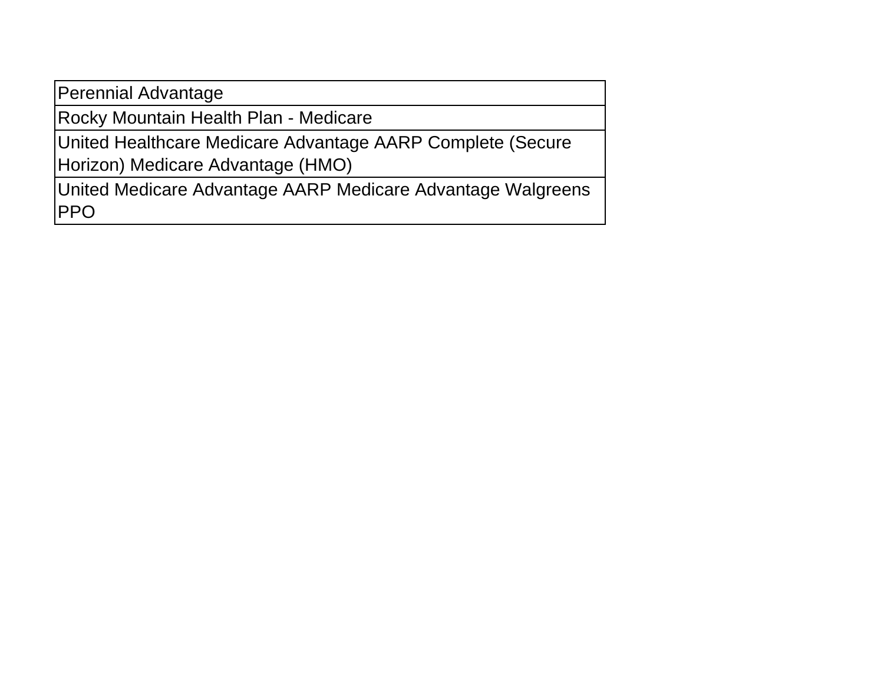| Perennial Advantage |
| --- |
| Rocky Mountain Health Plan - Medicare |
| United Healthcare Medicare Advantage AARP Complete (Secure Horizon) Medicare Advantage (HMO) |
| United Medicare Advantage AARP Medicare Advantage Walgreens PPO |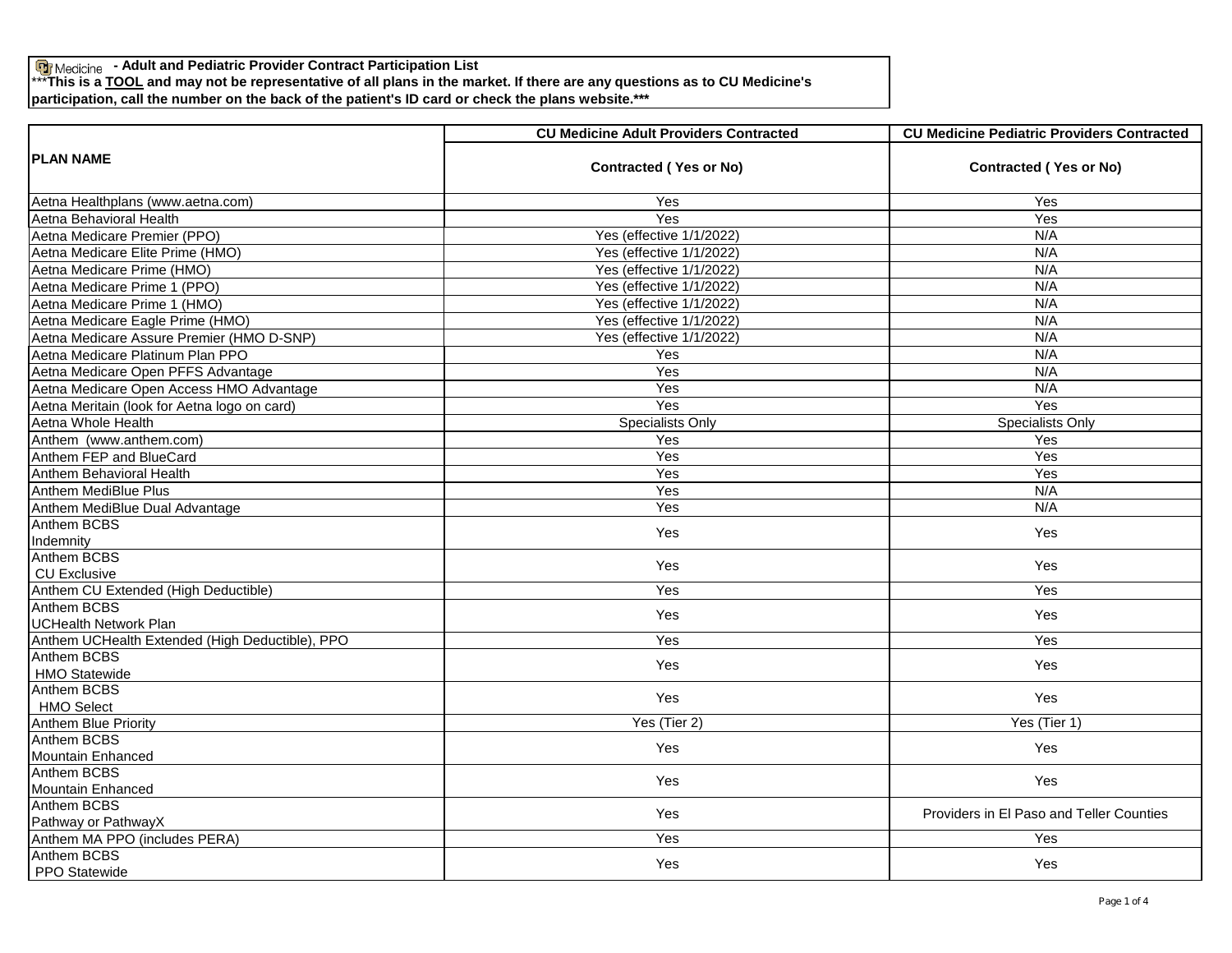**Medicine - Adult and Pediatric Provider Contract Participation List**

***This is a **TOOL** and may not be representative of all plans in the market. If there are any questions as to CU Medicine's participation, call the number on the back of the patient's ID card or check the plans website.***

| PLAN NAME | CU Medicine Adult Providers Contracted | CU Medicine Pediatric Providers Contracted |
|---|---|---|
| | Contracted ( Yes or No) | Contracted ( Yes or No) |
| Aetna Healthplans (www.aetna.com) | Yes | Yes |
| Aetna Behavioral Health | Yes | Yes |
| Aetna Medicare Premier (PPO) | Yes (effective 1/1/2022) | N/A |
| Aetna Medicare Elite Prime (HMO) | Yes (effective 1/1/2022) | N/A |
| Aetna Medicare Prime (HMO) | Yes (effective 1/1/2022) | N/A |
| Aetna Medicare Prime 1 (PPO) | Yes (effective 1/1/2022) | N/A |
| Aetna Medicare Prime 1 (HMO) | Yes (effective 1/1/2022) | N/A |
| Aetna Medicare Eagle Prime (HMO) | Yes (effective 1/1/2022) | N/A |
| Aetna Medicare Assure Premier (HMO D-SNP) | Yes (effective 1/1/2022) | N/A |
| Aetna Medicare Platinum Plan PPO | Yes | N/A |
| Aetna Medicare Open PFFS Advantage | Yes | N/A |
| Aetna Medicare Open Access HMO Advantage | Yes | N/A |
| Aetna Meritain (look for Aetna logo on card) | Yes | Yes |
| Aetna Whole Health | Specialists Only | Specialists Only |
| Anthem (www.anthem.com) | Yes | Yes |
| Anthem FEP and BlueCard | Yes | Yes |
| Anthem Behavioral Health | Yes | Yes |
| Anthem MediBlue Plus | Yes | N/A |
| Anthem MediBlue Dual Advantage | Yes | N/A |
| Anthem BCBS Indemnity | Yes | Yes |
| Anthem BCBS CU Exclusive | Yes | Yes |
| Anthem CU Extended (High Deductible) | Yes | Yes |
| Anthem BCBS UCHealth Network Plan | Yes | Yes |
| Anthem UCHealth Extended (High Deductible), PPO | Yes | Yes |
| Anthem BCBS HMO Statewide | Yes | Yes |
| Anthem BCBS HMO Select | Yes | Yes |
| Anthem Blue Priority | Yes (Tier 2) | Yes (Tier 1) |
| Anthem BCBS Mountain Enhanced | Yes | Yes |
| Anthem BCBS Mountain Enhanced | Yes | Yes |
| Anthem BCBS Pathway or PathwayX | Yes | Providers in El Paso and Teller Counties |
| Anthem MA PPO (includes PERA) | Yes | Yes |
| Anthem BCBS PPO Statewide | Yes | Yes |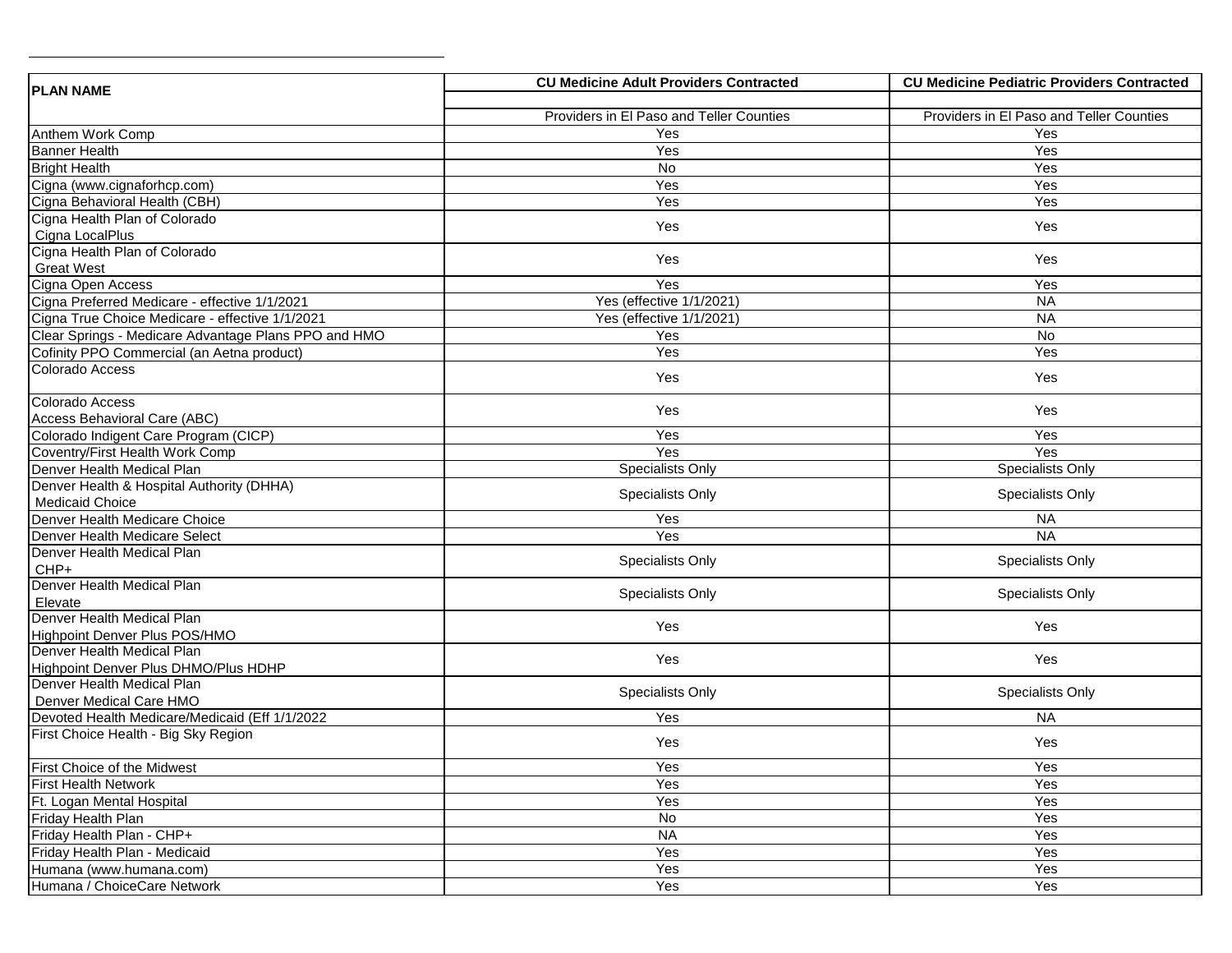| PLAN NAME | CU Medicine Adult Providers Contracted | CU Medicine Pediatric Providers Contracted |
|---|---|---|
| | | |
| | Providers in El Paso and Teller Counties | Providers in El Paso and Teller Counties |
| Anthem Work Comp | Yes | Yes |
| Banner Health | Yes | Yes |
| Bright Health | No | Yes |
| Cigna (www.cignaforhcp.com) | Yes | Yes |
| Cigna Behavioral Health (CBH) | Yes | Yes |
| Cigna Health Plan of Colorado Cigna LocalPlus | Yes | Yes |
| Cigna Health Plan of Colorado Great West | Yes | Yes |
| Cigna Open Access | Yes | Yes |
| Cigna Preferred Medicare - effective 1/1/2021 | Yes (effective 1/1/2021) | NA |
| Cigna True Choice Medicare - effective 1/1/2021 | Yes (effective 1/1/2021) | NA |
| Clear Springs - Medicare Advantage Plans PPO and HMO | Yes | No |
| Cofinity PPO Commercial (an Aetna product) | Yes | Yes |
| Colorado Access | Yes | Yes |
| Colorado Access Access Behavioral Care (ABC) | Yes | Yes |
| Colorado Indigent Care Program (CICP) | Yes | Yes |
| Coventry/First Health Work Comp | Yes | Yes |
| Denver Health Medical Plan | Specialists Only | Specialists Only |
| Denver Health & Hospital Authority (DHHA) Medicaid Choice | Specialists Only | Specialists Only |
| Denver Health Medicare Choice | Yes | NA |
| Denver Health Medicare Select | Yes | NA |
| Denver Health Medical Plan CHP+ | Specialists Only | Specialists Only |
| Denver Health Medical Plan Elevate | Specialists Only | Specialists Only |
| Denver Health Medical Plan Highpoint Denver Plus POS/HMO | Yes | Yes |
| Denver Health Medical Plan Highpoint Denver Plus DHMO/Plus HDHP | Yes | Yes |
| Denver Health Medical Plan Denver Medical Care HMO | Specialists Only | Specialists Only |
| Devoted Health Medicare/Medicaid (Eff 1/1/2022 | Yes | NA |
| First Choice Health - Big Sky Region | Yes | Yes |
| First Choice of the Midwest | Yes | Yes |
| First Health Network | Yes | Yes |
| Ft. Logan Mental Hospital | Yes | Yes |
| Friday Health Plan | No | Yes |
| Friday Health Plan - CHP+ | NA | Yes |
| Friday Health Plan - Medicaid | Yes | Yes |
| Humana (www.humana.com) | Yes | Yes |
| Humana / ChoiceCare Network | Yes | Yes |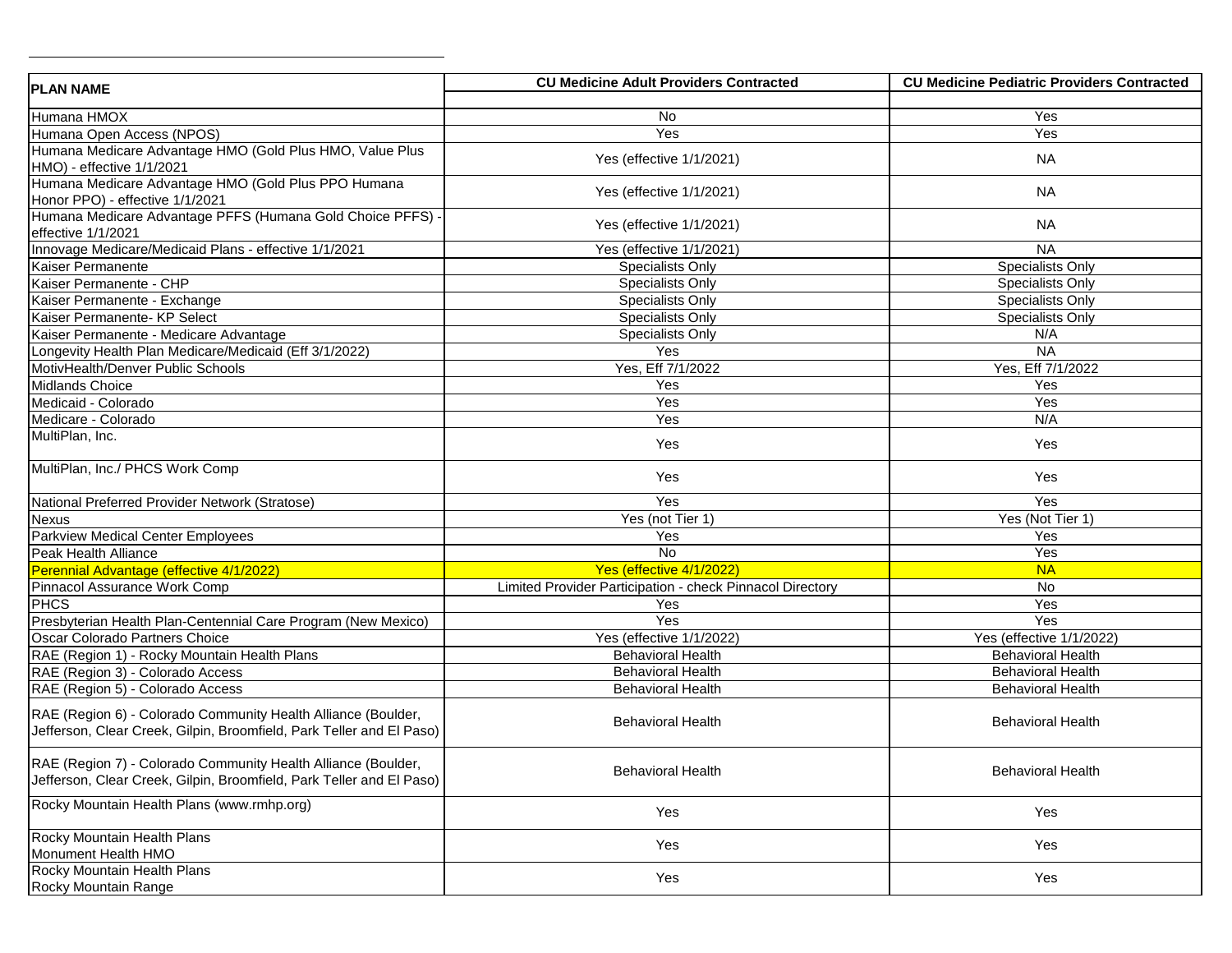| PLAN NAME | CU Medicine Adult Providers Contracted | CU Medicine Pediatric Providers Contracted |
|---|---|---|
| Humana HMOX | No | Yes |
| Humana Open Access (NPOS) | Yes | Yes |
| Humana Medicare Advantage HMO (Gold Plus HMO, Value Plus HMO) - effective 1/1/2021 | Yes (effective 1/1/2021) | NA |
| Humana Medicare Advantage HMO (Gold Plus PPO Humana Honor PPO) - effective 1/1/2021 | Yes (effective 1/1/2021) | NA |
| Humana Medicare Advantage PFFS (Humana Gold Choice PFFS) - effective 1/1/2021 | Yes (effective 1/1/2021) | NA |
| Innovage Medicare/Medicaid Plans - effective 1/1/2021 | Yes (effective 1/1/2021) | NA |
| Kaiser Permanente | Specialists Only | Specialists Only |
| Kaiser Permanente - CHP | Specialists Only | Specialists Only |
| Kaiser Permanente - Exchange | Specialists Only | Specialists Only |
| Kaiser Permanente- KP Select | Specialists Only | Specialists Only |
| Kaiser Permanente - Medicare Advantage | Specialists Only | N/A |
| Longevity Health Plan Medicare/Medicaid (Eff 3/1/2022) | Yes | NA |
| MotivHealth/Denver Public Schools | Yes, Eff 7/1/2022 | Yes, Eff 7/1/2022 |
| Midlands Choice | Yes | Yes |
| Medicaid - Colorado | Yes | Yes |
| Medicare - Colorado | Yes | N/A |
| MultiPlan, Inc. | Yes | Yes |
| MultiPlan, Inc./ PHCS Work Comp | Yes | Yes |
| National Preferred Provider Network (Stratose) | Yes | Yes |
| Nexus | Yes (not Tier 1) | Yes (Not Tier 1) |
| Parkview Medical Center Employees | Yes | Yes |
| Peak Health Alliance | No | Yes |
| Perennial Advantage (effective 4/1/2022) | Yes (effective 4/1/2022) | NA |
| Pinnacol Assurance Work Comp | Limited Provider Participation - check Pinnacol Directory | No |
| PHCS | Yes | Yes |
| Presbyterian Health Plan-Centennial Care Program (New Mexico) | Yes | Yes |
| Oscar Colorado Partners Choice | Yes (effective 1/1/2022) | Yes (effective 1/1/2022) |
| RAE (Region 1) - Rocky Mountain Health Plans | Behavioral Health | Behavioral Health |
| RAE (Region 3) - Colorado Access | Behavioral Health | Behavioral Health |
| RAE (Region 5) - Colorado Access | Behavioral Health | Behavioral Health |
| RAE (Region 6) - Colorado Community Health Alliance (Boulder, Jefferson, Clear Creek, Gilpin, Broomfield, Park Teller and El Paso) | Behavioral Health | Behavioral Health |
| RAE (Region 7) - Colorado Community Health Alliance (Boulder, Jefferson, Clear Creek, Gilpin, Broomfield, Park Teller and El Paso) | Behavioral Health | Behavioral Health |
| Rocky Mountain Health Plans (www.rmhp.org) | Yes | Yes |
| Rocky Mountain Health Plans Monument Health HMO | Yes | Yes |
| Rocky Mountain Health Plans Rocky Mountain Range | Yes | Yes |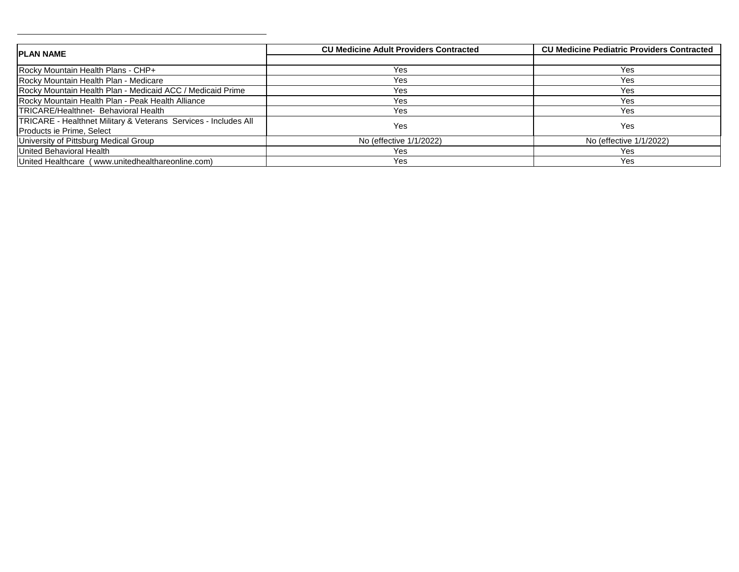| PLAN NAME | CU Medicine Adult Providers Contracted | CU Medicine Pediatric Providers Contracted |
|---|---|---|
| Rocky Mountain Health Plans - CHP+ | Yes | Yes |
| Rocky Mountain Health Plan - Medicare | Yes | Yes |
| Rocky Mountain Health Plan - Medicaid ACC / Medicaid Prime | Yes | Yes |
| Rocky Mountain Health Plan - Peak Health Alliance | Yes | Yes |
| TRICARE/Healthnet- Behavioral Health | Yes | Yes |
| TRICARE - Healthnet Military & Veterans Services - Includes All Products ie Prime, Select | Yes | Yes |
| University of Pittsburg Medical Group | No (effective 1/1/2022) | No (effective 1/1/2022) |
| United Behavioral Health | Yes | Yes |
| United Healthcare ( www.unitedhealthareonline.com) | Yes | Yes |